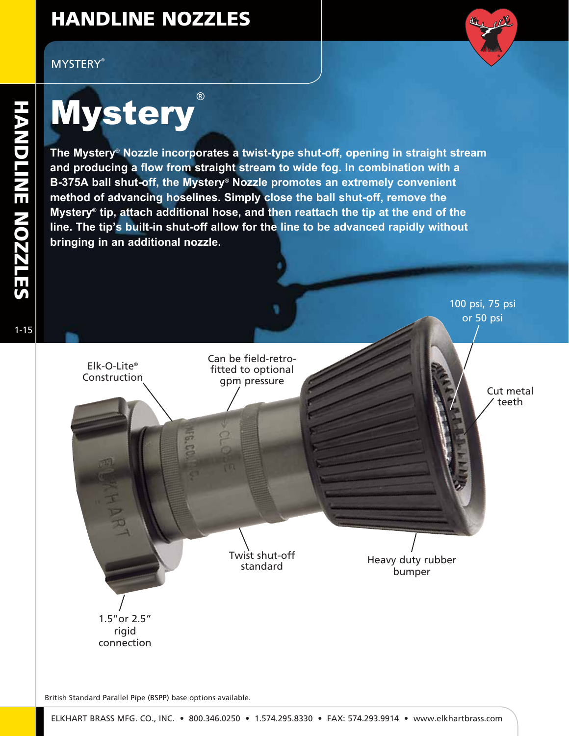# HANDLINE NOZZLES

MYSTERY®

## Mystery®

**The Mystery® Nozzle incorporates a twist-type shut-off, opening in straight stream and producing a flow from straight stream to wide fog. In combination with a B-375A ball shut-off, the Mystery® Nozzle promotes an extremely convenient method of advancing hoselines. Simply close the ball shut-off, remove the Mystery® tip, attach additional hose, and then reattach the tip at the end of the line. The tip's built-in shut-off allow for the line to be advanced rapidly without bringing in an additional nozzle.**

- Elk-O-Lite® Construction
- Can be field-retro-fitted to optional gpm pressure
- 100 psi, 75 psi or 50 psi
- Cut metal teeth
- Twist shut-off standard
- Heavy duty rubber bumper
- 1.5" or 2.5" rigid connection

British Standard Parallel Pipe (BSPP) base options available.

ELKHART BRASS MFG. CO., INC. • 800.346.0250 • 1.574.295.8330 • FAX: 574.293.9914 • www.elkhartbrass.com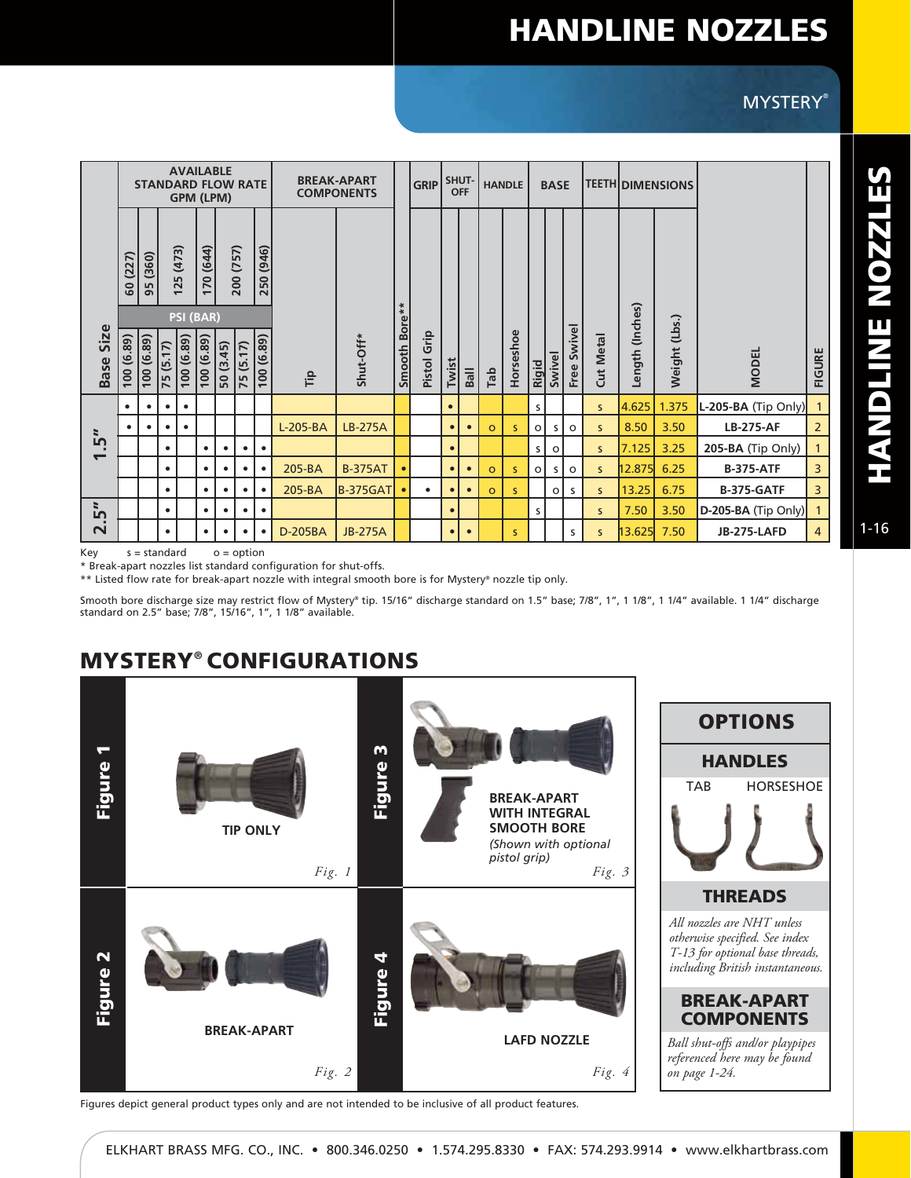# HANDLINE NOZZLES

## MYSTERY®

| Base Size | AVAILABLE STANDARD FLOW RATE GPM (LPM) | | | | | | | | BREAK-APART COMPONENTS | | | GRIP | SHUT-OFF | | HANDLE | | BASE | | | TEETH | DIMENSIONS | | MODEL | FIGURE |
|---|---|---|---|---|---|---|---|---|---|---|---|---|---|---|---|---|---|---|---|---|---|---|---|---|
| | 60 (227) | 95 (360) | 125 (473) | | 170 (644) | 200 (757) | | 250 (946) | | | | | | | | | | | | | | | | |
| | PSI (BAR) | | | | | | | | | | | | | | | | | | | | | | | |
| | 100 (6.89) | 100 (6.89) | 75 (5.17) | 100 (6.89) | 100 (6.89) | 50 (3.45) | 75 (5.17) | 100 (6.89) | Tip | Shut-Off* | Smooth Bore** | Pistol Grip | Twist | Ball | Tab | Horseshoe | Rigid | Swivel | Free Swivel | Cut Metal | Length (Inches) | Weight (Lbs.) | | |
| 1.5" | • | • | • | • | | | | | | | | | • | | | | s | | | s | 4.625 | 1.375 | **L-205-BA** (Tip Only) | 1 |
| | • | • | • | • | | | | | L-205-BA | LB-275A | | | • | • | o | s | o | s | o | s | 8.50 | 3.50 | **LB-275-AF** | 2 |
| | | | • | | • | • | • | • | | | | | • | | | | s | o | | s | 7.125 | 3.25 | **205-BA** (Tip Only) | 1 |
| | | | • | | • | • | • | • | 205-BA | B-375AT | • | | • | • | o | s | o | s | o | s | 12.875 | 6.25 | **B-375-ATF** | 3 |
| | | | • | | • | • | • | • | 205-BA | B-375GAT | • | • | • | • | o | s | | o | s | s | 13.25 | 6.75 | **B-375-GATF** | 3 |
| 2.5" | | | • | | • | • | • | • | | | | | • | | | | s | | | s | 7.50 | 3.50 | **D-205-BA** (Tip Only) | 1 |
| | | | • | | • | • | • | • | D-205BA | JB-275A | | | • | • | | s | | | s | s | 13.625 | 7.50 | **JB-275-LAFD** | 4 |

Key   s = standard   o = option

\* Break-apart nozzles list standard configuration for shut-offs.

\*\* Listed flow rate for break-apart nozzle with integral smooth bore is for Mystery® nozzle tip only.

Smooth bore discharge size may restrict flow of Mystery® tip. 15/16" discharge standard on 1.5" base; 7/8", 1", 1 1/8", 1 1/4" available. 1 1/4" discharge standard on 2.5" base; 7/8", 15/16", 1", 1 1/8" available.

## MYSTERY® CONFIGURATIONS

**Figure 1**

**TIP ONLY**

*Fig. 1*

**Figure 2**

**BREAK-APART**

*Fig. 2*

**Figure 3**

**BREAK-APART WITH INTEGRAL SMOOTH BORE**

*(Shown with optional pistol grip)*

*Fig. 3*

**Figure 4**

**LAFD NOZZLE**

*Fig. 4*

## OPTIONS

### HANDLES

TAB   HORSESHOE

### THREADS

*All nozzles are NHT unless otherwise specified. See index T-13 for optional base threads, including British instantaneous.*

### BREAK-APART COMPONENTS

*Ball shut-offs and/or playpipes referenced here may be found on page 1-24.*

Figures depict general product types only and are not intended to be inclusive of all product features.

ELKHART BRASS MFG. CO., INC. • 800.346.0250 • 1.574.295.8330 • FAX: 574.293.9914 • www.elkhartbrass.com